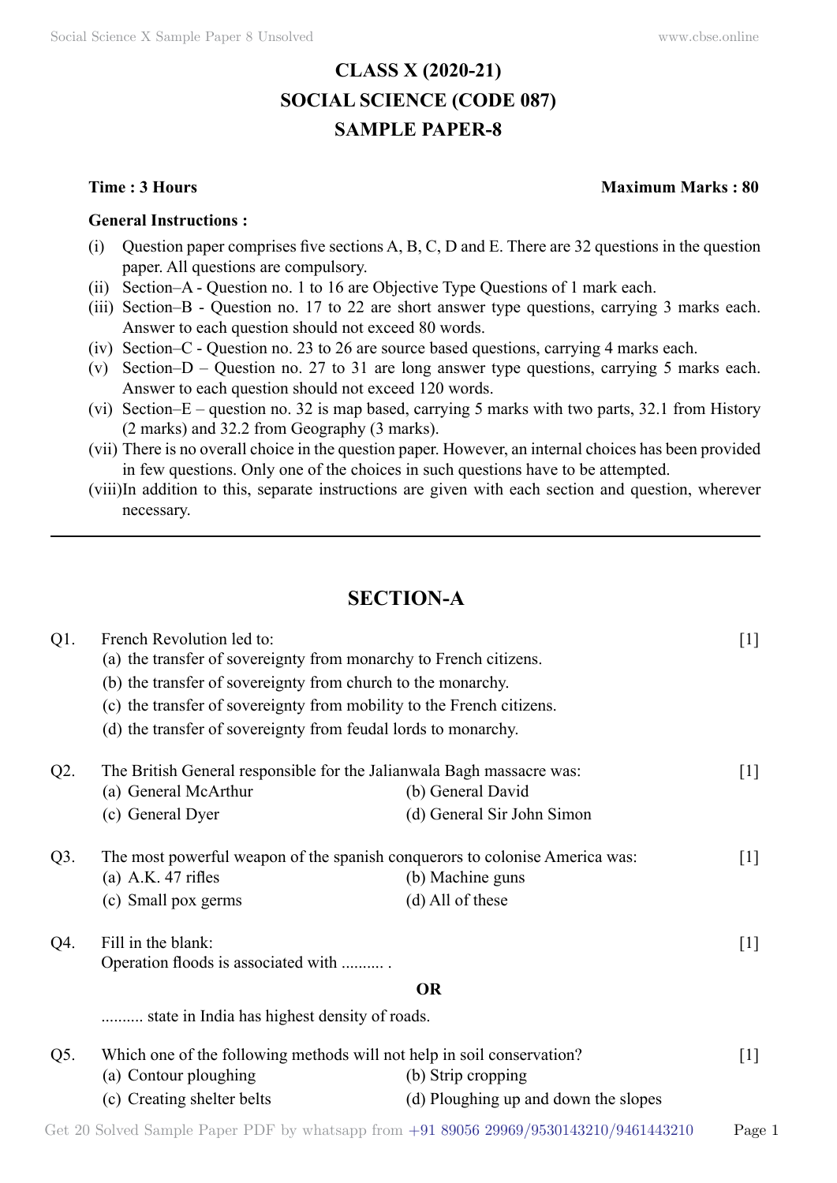# CLASS X (2020-21)
# SOCIAL SCIENCE (CODE 087)
# SAMPLE PAPER-8

**Time : 3 Hours** **Maximum Marks : 80**

**General Instructions :**

(i) Question paper comprises five sections A, B, C, D and E. There are 32 questions in the question paper. All questions are compulsory.

(ii) Section–A - Question no. 1 to 16 are Objective Type Questions of 1 mark each.

(iii) Section–B - Question no. 17 to 22 are short answer type questions, carrying 3 marks each. Answer to each question should not exceed 80 words.

(iv) Section–C - Question no. 23 to 26 are source based questions, carrying 4 marks each.

(v) Section–D – Question no. 27 to 31 are long answer type questions, carrying 5 marks each. Answer to each question should not exceed 120 words.

(vi) Section–E – question no. 32 is map based, carrying 5 marks with two parts, 32.1 from History (2 marks) and 32.2 from Geography (3 marks).

(vii) There is no overall choice in the question paper. However, an internal choices has been provided in few questions. Only one of the choices in such questions have to be attempted.

(viii) In addition to this, separate instructions are given with each section and question, wherever necessary.

---

## SECTION-A

Q1. French Revolution led to: [1]

(a) the transfer of sovereignty from monarchy to French citizens.

(b) the transfer of sovereignty from church to the monarchy.

(c) the transfer of sovereignty from mobility to the French citizens.

(d) the transfer of sovereignty from feudal lords to monarchy.

Q2. The British General responsible for the Jalianwala Bagh massacre was: [1]

(a) General McArthur (b) General David

(c) General Dyer (d) General Sir John Simon

Q3. The most powerful weapon of the spanish conquerors to colonise America was: [1]

(a) A.K. 47 rifles (b) Machine guns

(c) Small pox germs (d) All of these

Q4. Fill in the blank: [1]

Operation floods is associated with .......... .

**OR**

.......... state in India has highest density of roads.

Q5. Which one of the following methods will not help in soil conservation? [1]

(a) Contour ploughing (b) Strip cropping

(c) Creating shelter belts (d) Ploughing up and down the slopes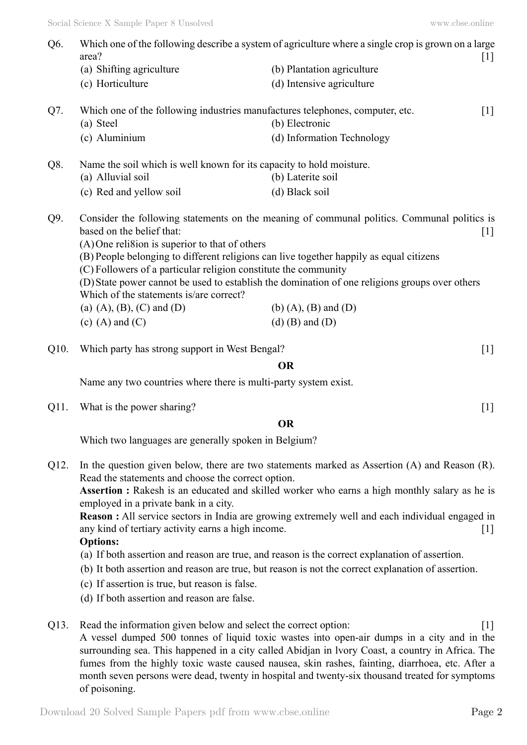Q6. Which one of the following describe a system of agriculture where a single crop is grown on a large area? [1]

(a) Shifting agriculture
(b) Plantation agriculture
(c) Horticulture
(d) Intensive agriculture

Q7. Which one of the following industries manufactures telephones, computer, etc. [1]

(a) Steel
(b) Electronic
(c) Aluminium
(d) Information Technology

Q8. Name the soil which is well known for its capacity to hold moisture.

(a) Alluvial soil
(b) Laterite soil
(c) Red and yellow soil
(d) Black soil

Q9. Consider the following statements on the meaning of communal politics. Communal politics is based on the belief that: [1]

(A) One reli8ion is superior to that of others
(B) People belonging to different religions can live together happily as equal citizens
(C) Followers of a particular religion constitute the community
(D) State power cannot be used to establish the domination of one religions groups over others

Which of the statements is/are correct?

(a) (A), (B), (C) and (D)
(b) (A), (B) and (D)
(c) (A) and (C)
(d) (B) and (D)

Q10. Which party has strong support in West Bengal? [1]

**OR**

Name any two countries where there is multi-party system exist.

Q11. What is the power sharing? [1]

**OR**

Which two languages are generally spoken in Belgium?

Q12. In the question given below, there are two statements marked as Assertion (A) and Reason (R). Read the statements and choose the correct option.

**Assertion :** Rakesh is an educated and skilled worker who earns a high monthly salary as he is employed in a private bank in a city.

**Reason :** All service sectors in India are growing extremely well and each individual engaged in any kind of tertiary activity earns a high income. [1]

**Options:**

(a) If both assertion and reason are true, and reason is the correct explanation of assertion.
(b) It both assertion and reason are true, but reason is not the correct explanation of assertion.
(c) If assertion is true, but reason is false.
(d) If both assertion and reason are false.

Q13. Read the information given below and select the correct option: [1]

A vessel dumped 500 tonnes of liquid toxic wastes into open-air dumps in a city and in the surrounding sea. This happened in a city called Abidjan in lvory Coast, a country in Africa. The fumes from the highly toxic waste caused nausea, skin rashes, fainting, diarrhoea, etc. After a month seven persons were dead, twenty in hospital and twenty-six thousand treated for symptoms of poisoning.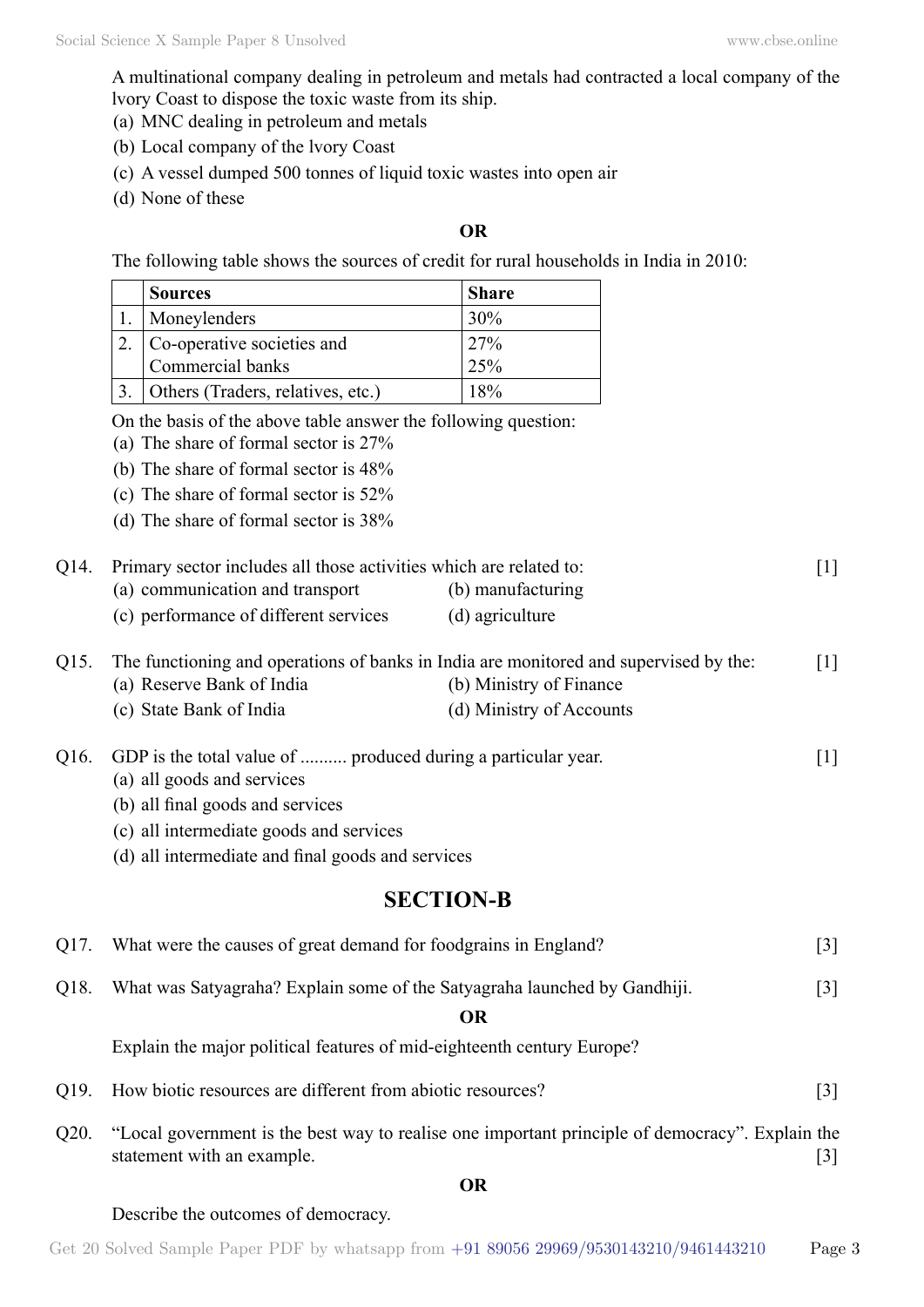A multinational company dealing in petroleum and metals had contracted a local company of the lvory Coast to dispose the toxic waste from its ship.

(a) MNC dealing in petroleum and metals
(b) Local company of the lvory Coast
(c) A vessel dumped 500 tonnes of liquid toxic wastes into open air
(d) None of these

**OR**

The following table shows the sources of credit for rural households in India in 2010:

| | Sources | Share |
|---|---|---|
| 1. | Moneylenders | 30% |
| 2. | Co-operative societies and<br>Commercial banks | 27%<br>25% |
| 3. | Others (Traders, relatives, etc.) | 18% |

On the basis of the above table answer the following question:

(a) The share of formal sector is 27%
(b) The share of formal sector is 48%
(c) The share of formal sector is 52%
(d) The share of formal sector is 38%

Q14. Primary sector includes all those activities which are related to: [1]

(a) communication and transport
(b) manufacturing
(c) performance of different services
(d) agriculture

Q15. The functioning and operations of banks in India are monitored and supervised by the: [1]

(a) Reserve Bank of India
(b) Ministry of Finance
(c) State Bank of India
(d) Ministry of Accounts

Q16. GDP is the total value of .......... produced during a particular year. [1]

(a) all goods and services
(b) all final goods and services
(c) all intermediate goods and services
(d) all intermediate and final goods and services

## SECTION-B

Q17. What were the causes of great demand for foodgrains in England? [3]

Q18. What was Satyagraha? Explain some of the Satyagraha launched by Gandhiji. [3]

**OR**

Explain the major political features of mid-eighteenth century Europe?

Q19. How biotic resources are different from abiotic resources? [3]

Q20. "Local government is the best way to realise one important principle of democracy". Explain the statement with an example. [3]

**OR**

Describe the outcomes of democracy.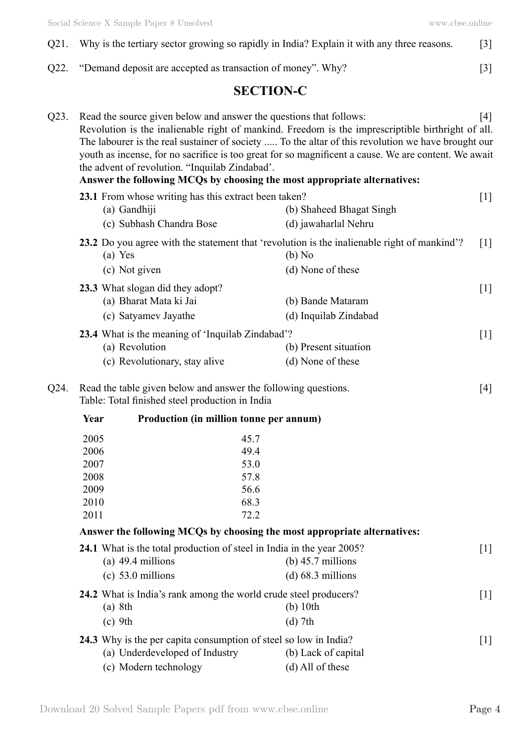Q21. Why is the tertiary sector growing so rapidly in India? Explain it with any three reasons. [3]

Q22. "Demand deposit are accepted as transaction of money". Why? [3]

## SECTION-C

Q23. Read the source given below and answer the questions that follows: [4]

Revolution is the inalienable right of mankind. Freedom is the imprescriptible birthright of all. The labourer is the real sustainer of society ..... To the altar of this revolution we have brought our youth as incense, for no sacrifice is too great for so magnificent a cause. We are content. We await the advent of revolution. "Inquilab Zindabad'.

**Answer the following MCQs by choosing the most appropriate alternatives:**

**23.1** From whose writing has this extract been taken? [1]

(a) Gandhiji
(b) Shaheed Bhagat Singh
(c) Subhash Chandra Bose
(d) jawaharlal Nehru

**23.2** Do you agree with the statement that 'revolution is the inalienable right of mankind'? [1]

(a) Yes
(b) No
(c) Not given
(d) None of these

**23.3** What slogan did they adopt? [1]

(a) Bharat Mata ki Jai
(b) Bande Mataram
(c) Satyamev Jayathe
(d) Inquilab Zindabad

**23.4** What is the meaning of 'Inquilab Zindabad'? [1]

(a) Revolution
(b) Present situation
(c) Revolutionary, stay alive
(d) None of these

Q24. Read the table given below and answer the following questions. [4]

Table: Total finished steel production in India

| Year | Production (in million tonne per annum) |
|---|---|
| 2005 | 45.7 |
| 2006 | 49.4 |
| 2007 | 53.0 |
| 2008 | 57.8 |
| 2009 | 56.6 |
| 2010 | 68.3 |
| 2011 | 72.2 |

**Answer the following MCQs by choosing the most appropriate alternatives:**

**24.1** What is the total production of steel in India in the year 2005? [1]

(a) 49.4 millions
(b) 45.7 millions
(c) 53.0 millions
(d) 68.3 millions

**24.2** What is India's rank among the world crude steel producers? [1]

(a) 8th
(b) 10th
(c) 9th
(d) 7th

**24.3** Why is the per capita consumption of steel so low in India? [1]

(a) Underdeveloped of Industry
(b) Lack of capital
(c) Modern technology
(d) All of these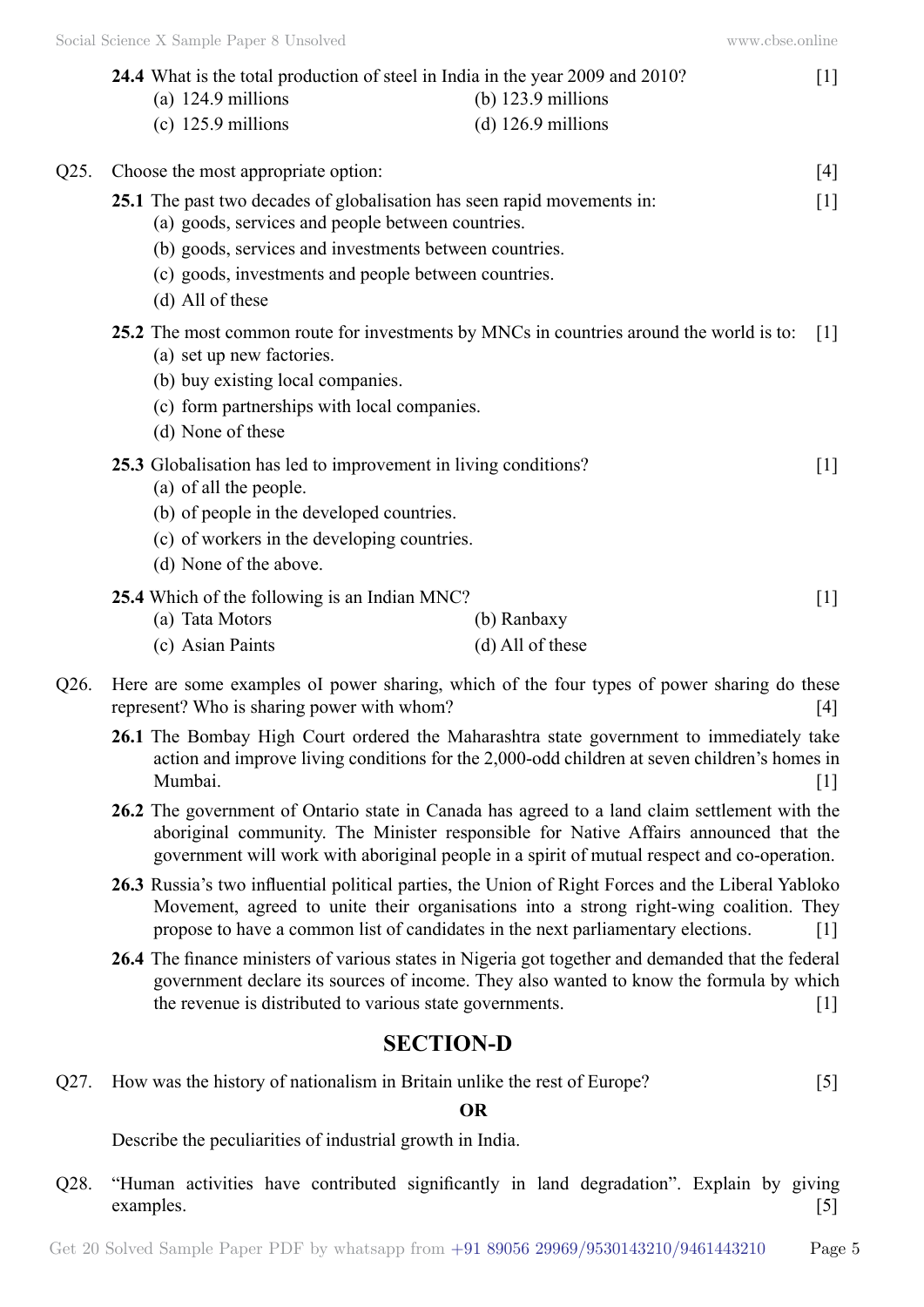**24.4** What is the total production of steel in India in the year 2009 and 2010? [1]

(a) 124.9 millions
(b) 123.9 millions
(c) 125.9 millions
(d) 126.9 millions

Q25. Choose the most appropriate option: [4]

**25.1** The past two decades of globalisation has seen rapid movements in: [1]

(a) goods, services and people between countries.
(b) goods, services and investments between countries.
(c) goods, investments and people between countries.
(d) All of these

**25.2** The most common route for investments by MNCs in countries around the world is to: [1]

(a) set up new factories.
(b) buy existing local companies.
(c) form partnerships with local companies.
(d) None of these

**25.3** Globalisation has led to improvement in living conditions? [1]

(a) of all the people.
(b) of people in the developed countries.
(c) of workers in the developing countries.
(d) None of the above.

**25.4** Which of the following is an Indian MNC? [1]

(a) Tata Motors
(b) Ranbaxy
(c) Asian Paints
(d) All of these

Q26. Here are some examples oI power sharing, which of the four types of power sharing do these represent? Who is sharing power with whom? [4]

**26.1** The Bombay High Court ordered the Maharashtra state government to immediately take action and improve living conditions for the 2,000-odd children at seven children's homes in Mumbai. [1]

**26.2** The government of Ontario state in Canada has agreed to a land claim settlement with the aboriginal community. The Minister responsible for Native Affairs announced that the government will work with aboriginal people in a spirit of mutual respect and co-operation.

**26.3** Russia's two influential political parties, the Union of Right Forces and the Liberal Yabloko Movement, agreed to unite their organisations into a strong right-wing coalition. They propose to have a common list of candidates in the next parliamentary elections. [1]

**26.4** The finance ministers of various states in Nigeria got together and demanded that the federal government declare its sources of income. They also wanted to know the formula by which the revenue is distributed to various state governments. [1]

## SECTION-D

Q27. How was the history of nationalism in Britain unlike the rest of Europe? [5]

**OR**

Describe the peculiarities of industrial growth in India.

Q28. "Human activities have contributed significantly in land degradation". Explain by giving examples. [5]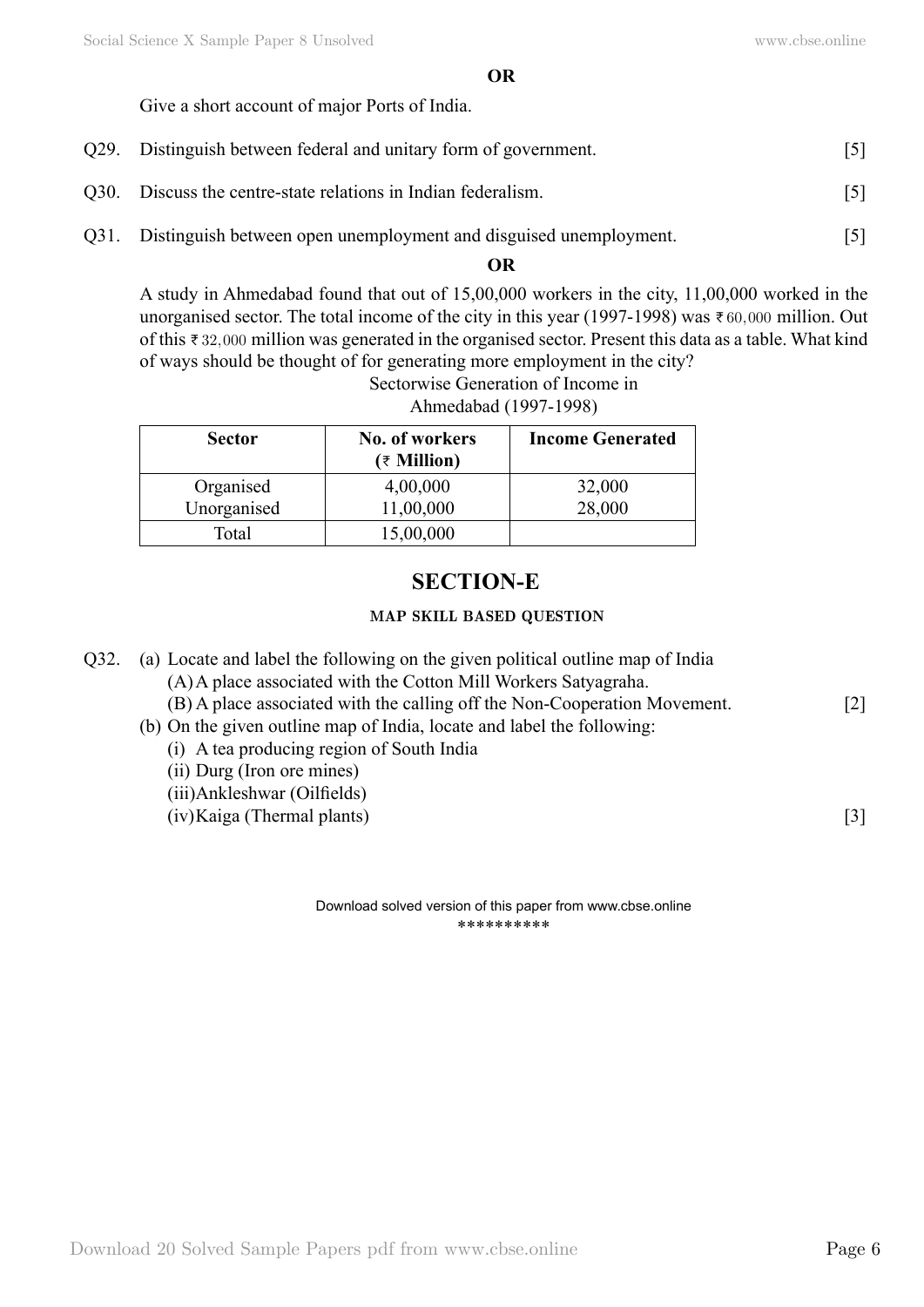**OR**

Give a short account of major Ports of India.

Q29. Distinguish between federal and unitary form of government. [5]

Q30. Discuss the centre-state relations in Indian federalism. [5]

Q31. Distinguish between open unemployment and disguised unemployment. [5]

**OR**

A study in Ahmedabad found that out of 15,00,000 workers in the city, 11,00,000 worked in the unorganised sector. The total income of the city in this year (1997-1998) was ₹ 60,000 million. Out of this ₹ 32,000 million was generated in the organised sector. Present this data as a table. What kind of ways should be thought of for generating more employment in the city?

Sectorwise Generation of Income in Ahmedabad (1997-1998)

| **Sector** | **No. of workers (₹ Million)** | **Income Generated** |
|---|---|---|
| Organised<br>Unorganised | 4,00,000<br>11,00,000 | 32,000<br>28,000 |
| Total | 15,00,000 | |

## SECTION-E

### MAP SKILL BASED QUESTION

Q32. (a) Locate and label the following on the given political outline map of India
(A) A place associated with the Cotton Mill Workers Satyagraha.
(B) A place associated with the calling off the Non-Cooperation Movement. [2]

(b) On the given outline map of India, locate and label the following:
(i) A tea producing region of South India
(ii) Durg (Iron ore mines)
(iii) Ankleshwar (Oilfields)
(iv) Kaiga (Thermal plants) [3]

Download solved version of this paper from www.cbse.online

\*\*\*\*\*\*\*\*\*\*